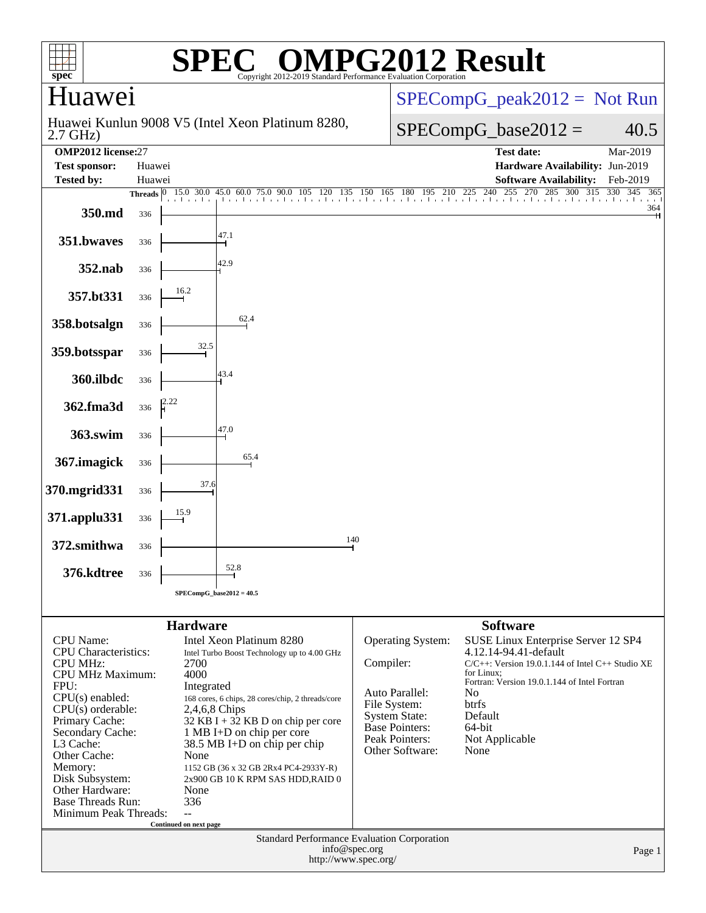# SPEC OMPG2012 Result

Copyright 2012-2019 Standard Performance Evaluation Corporation

## Huawei

Huawei Kunlun 9008 V5 (Intel Xeon Platinum 8280, 2.7 GHz)

SPECompG_peak2012 = Not Run

SPECompG_base2012 = 40.5

| | | | |
|---|---|---|---|
| **OMP2012 license:** | 27 | **Test date:** | Mar-2019 |
| **Test sponsor:** | Huawei | **Hardware Availability:** | Jun-2019 |
| **Tested by:** | Huawei | **Software Availability:** | Feb-2019 |

| Benchmark | Threads | Base Ratio |
|---|---|---|
| 350.md | 336 | 364 |
| 351.bwaves | 336 | 47.1 |
| 352.nab | 336 | 42.9 |
| 357.bt331 | 336 | 16.2 |
| 358.botsalgn | 336 | 62.4 |
| 359.botsspar | 336 | 32.5 |
| 360.ilbdc | 336 | 43.4 |
| 362.fma3d | 336 | 2.22 |
| 363.swim | 336 | 47.0 |
| 367.imagick | 336 | 65.4 |
| 370.mgrid331 | 336 | 37.6 |
| 371.applu331 | 336 | 15.9 |
| 372.smithwa | 336 | 140 |
| 376.kdtree | 336 | 52.8 |

SPECompG_base2012 = 40.5

### Hardware

| | |
|---|---|
| CPU Name: | Intel Xeon Platinum 8280 |
| CPU Characteristics: | Intel Turbo Boost Technology up to 4.00 GHz |
| CPU MHz: | 2700 |
| CPU MHz Maximum: | 4000 |
| FPU: | Integrated |
| CPU(s) enabled: | 168 cores, 6 chips, 28 cores/chip, 2 threads/core |
| CPU(s) orderable: | 2,4,6,8 Chips |
| Primary Cache: | 32 KB I + 32 KB D on chip per core |
| Secondary Cache: | 1 MB I+D on chip per core |
| L3 Cache: | 38.5 MB I+D on chip per chip |
| Other Cache: | None |
| Memory: | 1152 GB (36 x 32 GB 2Rx4 PC4-2933Y-R) |
| Disk Subsystem: | 2x900 GB 10 K RPM SAS HDD,RAID 0 |
| Other Hardware: | None |
| Base Threads Run: | 336 |
| Minimum Peak Threads: | -- |

Continued on next page

### Software

| | |
|---|---|
| Operating System: | SUSE Linux Enterprise Server 12 SP4 4.12.14-94.41-default |
| Compiler: | C/C++: Version 19.0.1.144 of Intel C++ Studio XE for Linux; Fortran: Version 19.0.1.144 of Intel Fortran |
| Auto Parallel: | No |
| File System: | btrfs |
| System State: | Default |
| Base Pointers: | 64-bit |
| Peak Pointers: | Not Applicable |
| Other Software: | None |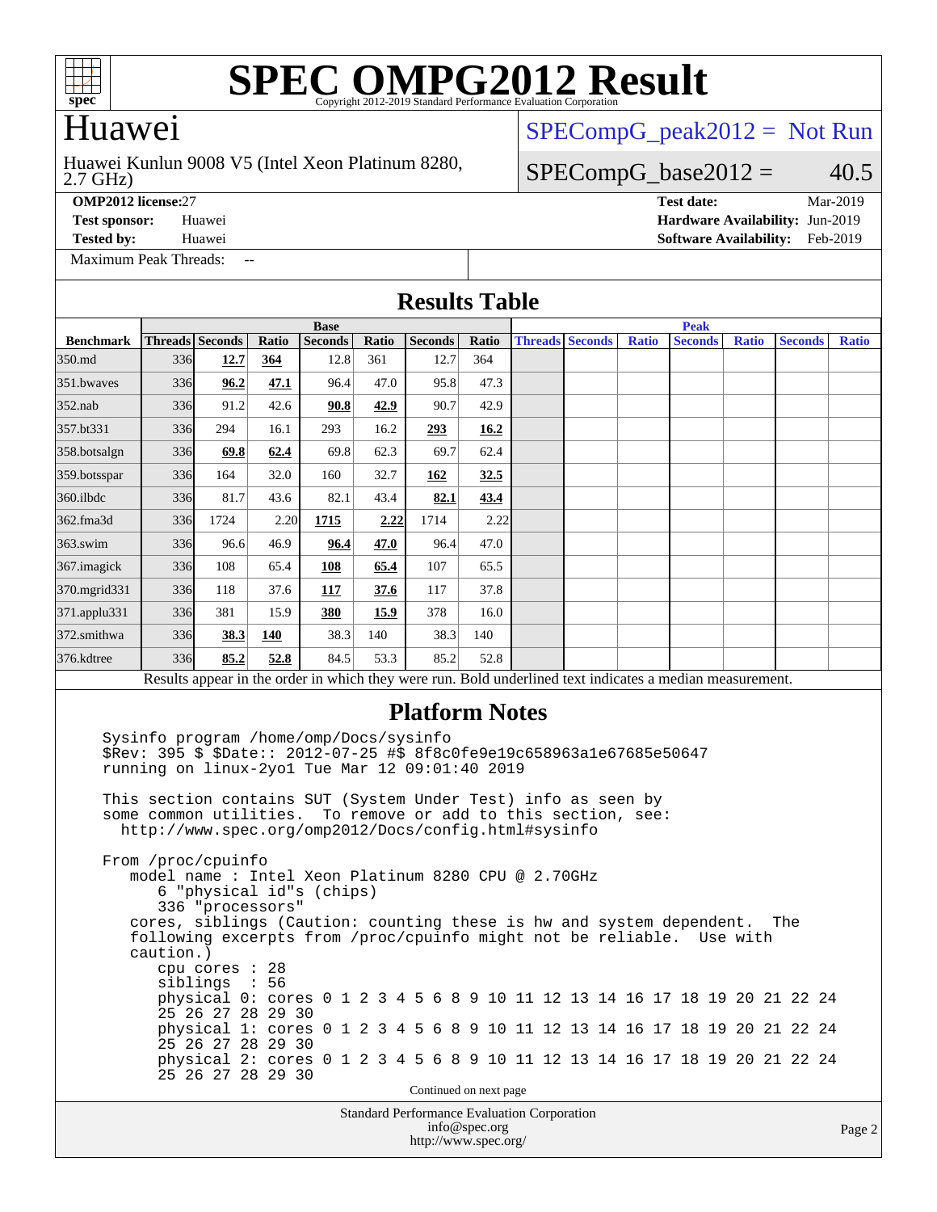# SPEC OMPG2012 Result

Copyright 2012-2019 Standard Performance Evaluation Corporation

## Huawei

Huawei Kunlun 9008 V5 (Intel Xeon Platinum 8280, 2.7 GHz)

SPECompG_peak2012 = Not Run

SPECompG_base2012 = 40.5

**OMP2012 license:** 27
**Test sponsor:** Huawei
**Tested by:** Huawei
**Test date:** Mar-2019
**Hardware Availability:** Jun-2019
**Software Availability:** Feb-2019

Maximum Peak Threads: --

## Results Table

| | Base | | | | | | | Peak | | | | | | |
|---|---|---|---|---|---|---|---|---|---|---|---|---|---|---|
| **Benchmark** | **Threads** | **Seconds** | **Ratio** | **Seconds** | **Ratio** | **Seconds** | **Ratio** | **Threads** | **Seconds** | **Ratio** | **Seconds** | **Ratio** | **Seconds** | **Ratio** |
| 350.md | 336 | **12.7** | **364** | 12.8 | 361 | 12.7 | 364 | | | | | | | |
| 351.bwaves | 336 | **96.2** | **47.1** | 96.4 | 47.0 | 95.8 | 47.3 | | | | | | | |
| 352.nab | 336 | 91.2 | 42.6 | **90.8** | **42.9** | 90.7 | 42.9 | | | | | | | |
| 357.bt331 | 336 | 294 | 16.1 | 293 | 16.2 | **293** | **16.2** | | | | | | | |
| 358.botsalgn | 336 | **69.8** | **62.4** | 69.8 | 62.3 | 69.7 | 62.4 | | | | | | | |
| 359.botsspar | 336 | 164 | 32.0 | 160 | 32.7 | **162** | **32.5** | | | | | | | |
| 360.ilbdc | 336 | 81.7 | 43.6 | 82.1 | 43.4 | **82.1** | **43.4** | | | | | | | |
| 362.fma3d | 336 | 1724 | 2.20 | **1715** | **2.22** | 1714 | 2.22 | | | | | | | |
| 363.swim | 336 | 96.6 | 46.9 | **96.4** | **47.0** | 96.4 | 47.0 | | | | | | | |
| 367.imagick | 336 | 108 | 65.4 | **108** | **65.4** | 107 | 65.5 | | | | | | | |
| 370.mgrid331 | 336 | 118 | 37.6 | **117** | **37.6** | 117 | 37.8 | | | | | | | |
| 371.applu331 | 336 | 381 | 15.9 | **380** | **15.9** | 378 | 16.0 | | | | | | | |
| 372.smithwa | 336 | **38.3** | **140** | 38.3 | 140 | 38.3 | 140 | | | | | | | |
| 376.kdtree | 336 | **85.2** | **52.8** | 84.5 | 53.3 | 85.2 | 52.8 | | | | | | | |

Results appear in the order in which they were run. Bold underlined text indicates a median measurement.

## Platform Notes

```
Sysinfo program /home/omp/Docs/sysinfo
$Rev: 395 $ $Date:: 2012-07-25 #$ 8f8c0fe9e19c658963a1e67685e50647
running on linux-2yo1 Tue Mar 12 09:01:40 2019

This section contains SUT (System Under Test) info as seen by
some common utilities.  To remove or add to this section, see:
  http://www.spec.org/omp2012/Docs/config.html#sysinfo

From /proc/cpuinfo
   model name : Intel Xeon Platinum 8280 CPU @ 2.70GHz
      6 "physical id"s (chips)
      336 "processors"
   cores, siblings (Caution: counting these is hw and system dependent.  The
   following excerpts from /proc/cpuinfo might not be reliable.  Use with
   caution.)
      cpu cores : 28
      siblings  : 56
      physical 0: cores 0 1 2 3 4 5 6 8 9 10 11 12 13 14 16 17 18 19 20 21 22 24
      25 26 27 28 29 30
      physical 1: cores 0 1 2 3 4 5 6 8 9 10 11 12 13 14 16 17 18 19 20 21 22 24
      25 26 27 28 29 30
      physical 2: cores 0 1 2 3 4 5 6 8 9 10 11 12 13 14 16 17 18 19 20 21 22 24
      25 26 27 28 29 30
```

Continued on next page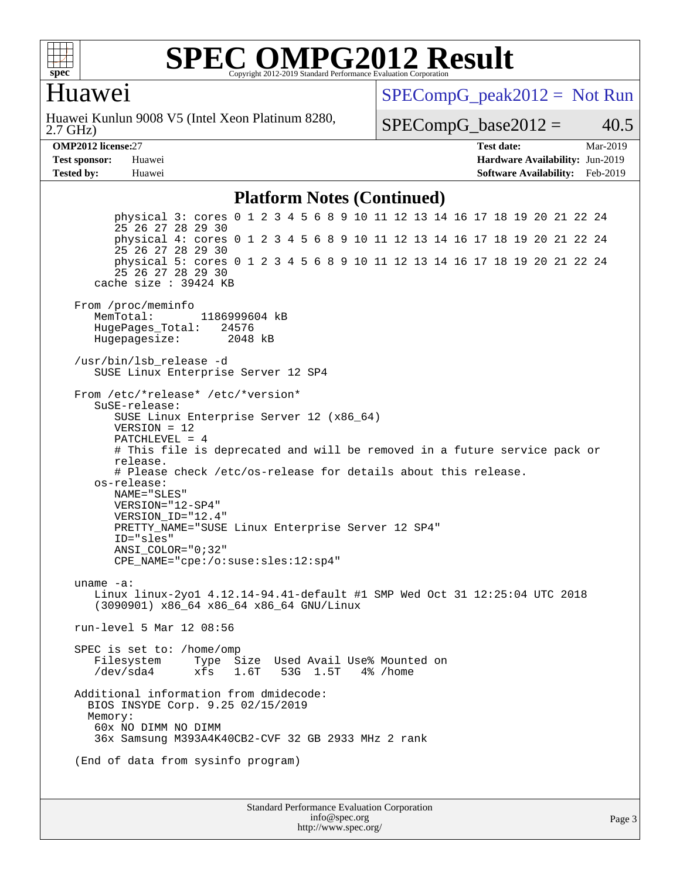## Platform Notes (Continued)

```
        physical 3: cores 0 1 2 3 4 5 6 8 9 10 11 12 13 14 16 17 18 19 20 21 22 24
        25 26 27 28 29 30
        physical 4: cores 0 1 2 3 4 5 6 8 9 10 11 12 13 14 16 17 18 19 20 21 22 24
        25 26 27 28 29 30
        physical 5: cores 0 1 2 3 4 5 6 8 9 10 11 12 13 14 16 17 18 19 20 21 22 24
        25 26 27 28 29 30
     cache size : 39424 KB

  From /proc/meminfo
     MemTotal:       1186999604 kB
     HugePages_Total:   24576
     Hugepagesize:       2048 kB

  /usr/bin/lsb_release -d
     SUSE Linux Enterprise Server 12 SP4

  From /etc/*release* /etc/*version*
     SuSE-release:
        SUSE Linux Enterprise Server 12 (x86_64)
        VERSION = 12
        PATCHLEVEL = 4
        # This file is deprecated and will be removed in a future service pack or
        release.
        # Please check /etc/os-release for details about this release.
     os-release:
        NAME="SLES"
        VERSION="12-SP4"
        VERSION_ID="12.4"
        PRETTY_NAME="SUSE Linux Enterprise Server 12 SP4"
        ID="sles"
        ANSI_COLOR="0;32"
        CPE_NAME="cpe:/o:suse:sles:12:sp4"

  uname -a:
     Linux linux-2yo1 4.12.14-94.41-default #1 SMP Wed Oct 31 12:25:04 UTC 2018
     (3090901) x86_64 x86_64 x86_64 GNU/Linux

  run-level 5 Mar 12 08:56

  SPEC is set to: /home/omp
     Filesystem     Type  Size  Used Avail Use% Mounted on
     /dev/sda4      xfs   1.6T   53G  1.5T   4% /home

  Additional information from dmidecode:
    BIOS INSYDE Corp. 9.25 02/15/2019
    Memory:
     60x NO DIMM NO DIMM
     36x Samsung M393A4K40CB2-CVF 32 GB 2933 MHz 2 rank

  (End of data from sysinfo program)
```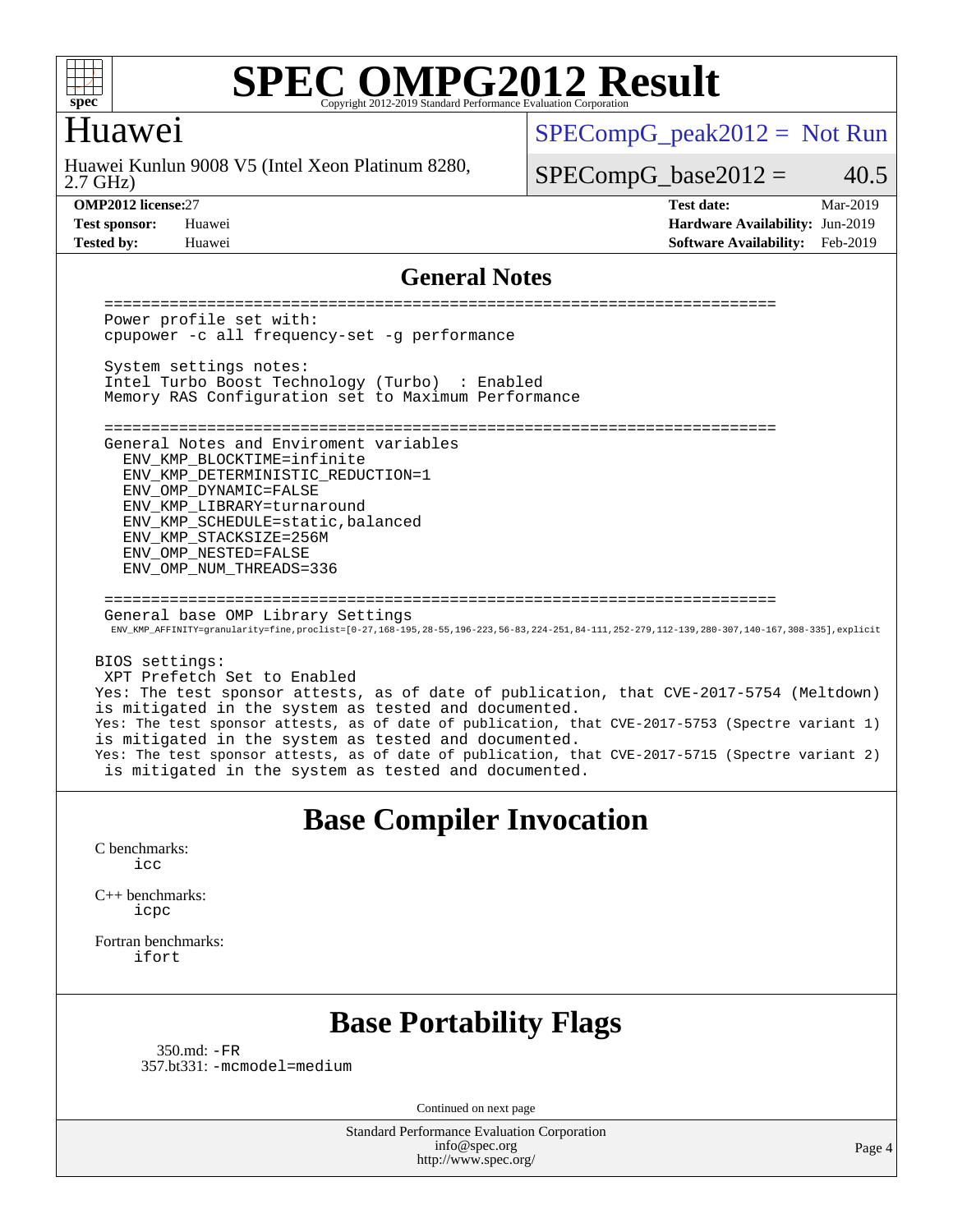# SPEC OMPG2012 Result

Copyright 2012-2019 Standard Performance Evaluation Corporation

## Huawei

Huawei Kunlun 9008 V5 (Intel Xeon Platinum 8280, 2.7 GHz)

SPECompG_peak2012 = Not Run

SPECompG_base2012 = 40.5

| | | | |
|---|---|---|---|
| **OMP2012 license:** | 27 | **Test date:** | Mar-2019 |
| **Test sponsor:** | Huawei | **Hardware Availability:** | Jun-2019 |
| **Tested by:** | Huawei | **Software Availability:** | Feb-2019 |

## General Notes

```
=======================================================================
Power profile set with:
cpupower -c all frequency-set -g performance

System settings notes:
Intel Turbo Boost Technology (Turbo)  : Enabled
Memory RAS Configuration set to Maximum Performance

=======================================================================
General Notes and Enviroment variables
  ENV_KMP_BLOCKTIME=infinite
  ENV_KMP_DETERMINISTIC_REDUCTION=1
  ENV_OMP_DYNAMIC=FALSE
  ENV_KMP_LIBRARY=turnaround
  ENV_KMP_SCHEDULE=static,balanced
  ENV_KMP_STACKSIZE=256M
  ENV_OMP_NESTED=FALSE
  ENV_OMP_NUM_THREADS=336

=======================================================================
General base OMP Library Settings
  ENV_KMP_AFFINITY=granularity=fine,proclist=[0-27,168-195,28-55,196-223,56-83,224-251,84-111,252-279,112-139,280-307,140-167,308-335],explicit

BIOS settings:
 XPT Prefetch Set to Enabled
Yes: The test sponsor attests, as of date of publication, that CVE-2017-5754 (Meltdown)
is mitigated in the system as tested and documented.
Yes: The test sponsor attests, as of date of publication, that CVE-2017-5753 (Spectre variant 1)
is mitigated in the system as tested and documented.
Yes: The test sponsor attests, as of date of publication, that CVE-2017-5715 (Spectre variant 2)
 is mitigated in the system as tested and documented.
```

## Base Compiler Invocation

C benchmarks:
 icc

C++ benchmarks:
 icpc

Fortran benchmarks:
 ifort

## Base Portability Flags

350.md: -FR
357.bt331: -mcmodel=medium

Continued on next page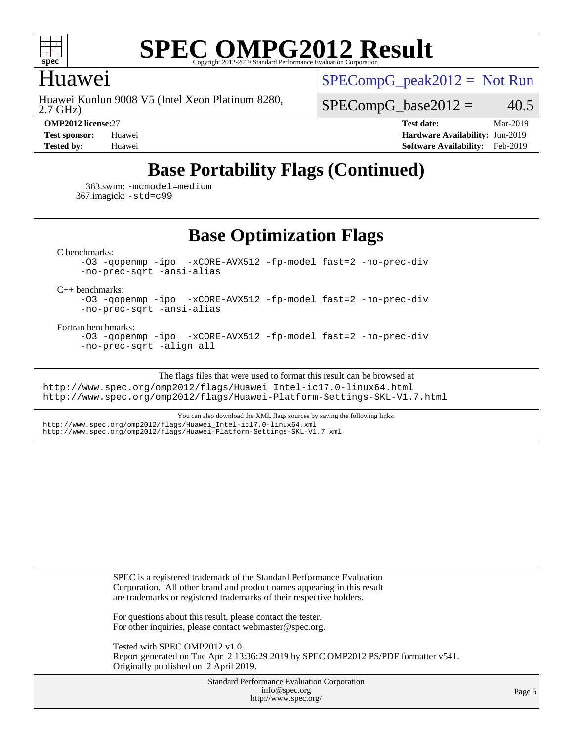# Base Portability Flags (Continued)

363.swim: -mcmodel=medium
367.imagick: -std=c99

# Base Optimization Flags

C benchmarks:
-O3 -qopenmp -ipo -xCORE-AVX512 -fp-model fast=2 -no-prec-div
-no-prec-sqrt -ansi-alias

C++ benchmarks:
-O3 -qopenmp -ipo -xCORE-AVX512 -fp-model fast=2 -no-prec-div
-no-prec-sqrt -ansi-alias

Fortran benchmarks:
-O3 -qopenmp -ipo -xCORE-AVX512 -fp-model fast=2 -no-prec-div
-no-prec-sqrt -align all

The flags files that were used to format this result can be browsed at
http://www.spec.org/omp2012/flags/Huawei_Intel-ic17.0-linux64.html
http://www.spec.org/omp2012/flags/Huawei-Platform-Settings-SKL-V1.7.html

You can also download the XML flags sources by saving the following links:
http://www.spec.org/omp2012/flags/Huawei_Intel-ic17.0-linux64.xml
http://www.spec.org/omp2012/flags/Huawei-Platform-Settings-SKL-V1.7.xml

SPEC is a registered trademark of the Standard Performance Evaluation Corporation. All other brand and product names appearing in this result are trademarks or registered trademarks of their respective holders.

For questions about this result, please contact the tester.
For other inquiries, please contact webmaster@spec.org.

Tested with SPEC OMP2012 v1.0.
Report generated on Tue Apr 2 13:36:29 2019 by SPEC OMP2012 PS/PDF formatter v541.
Originally published on 2 April 2019.